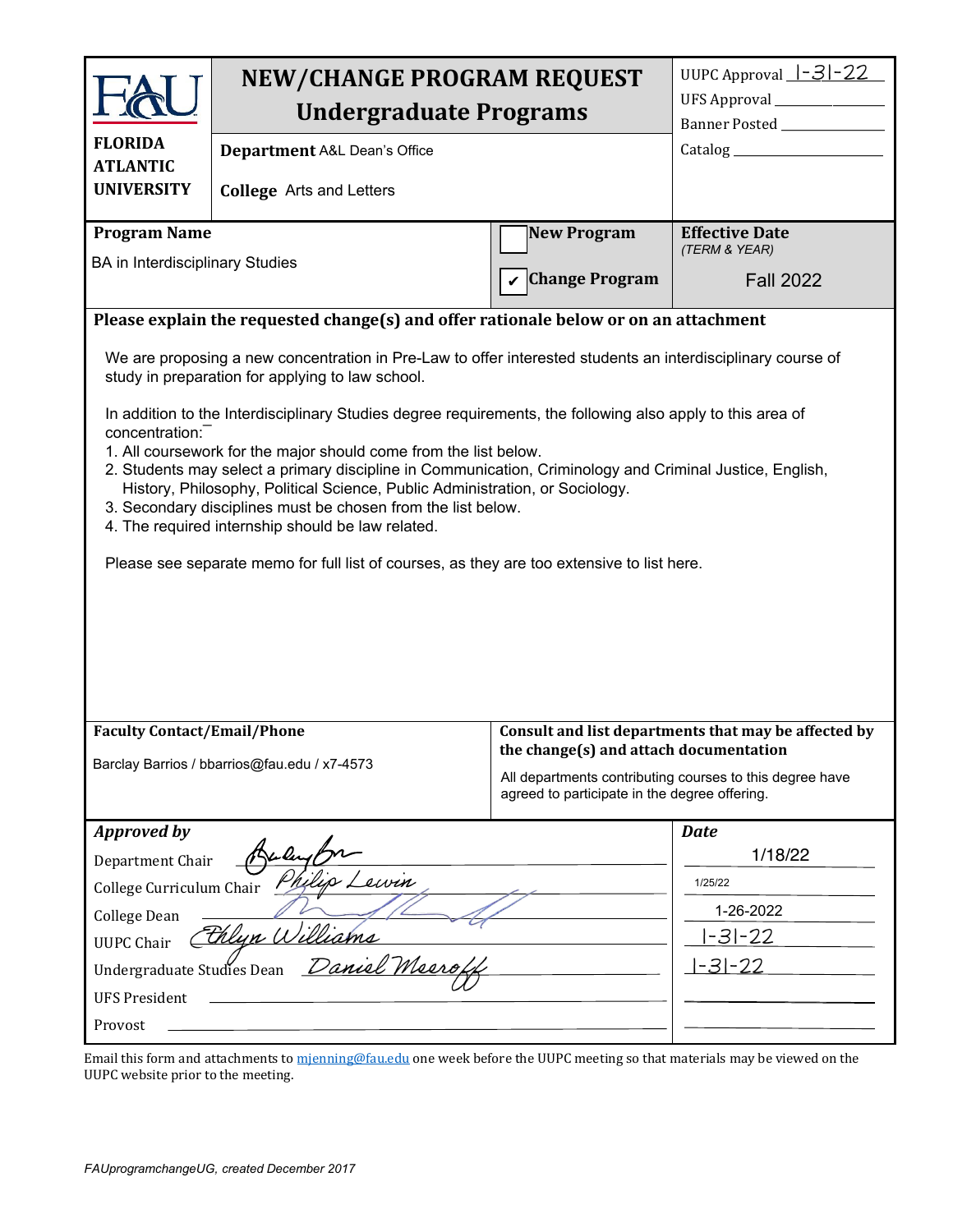# NEW/CHANGE PROGRAM REQUEST
## Undergraduate Programs

**FLORIDA ATLANTIC UNIVERSITY**

**Department** A&L Dean's Office

**College** Arts and Letters

UUPC Approval 1-31-22
UFS Approval ______
Banner Posted ______
Catalog ______

| **Program Name** | | **Effective Date** *(TERM & YEAR)* |
|---|---|---|
| BA in Interdisciplinary Studies | ☐ **New Program** ☑ **Change Program** | Fall 2022 |

**Please explain the requested change(s) and offer rationale below or on an attachment**

We are proposing a new concentration in Pre-Law to offer interested students an interdisciplinary course of study in preparation for applying to law school.

In addition to the Interdisciplinary Studies degree requirements, the following also apply to this area of concentration:

1. All coursework for the major should come from the list below.
2. Students may select a primary discipline in Communication, Criminology and Criminal Justice, English, History, Philosophy, Political Science, Public Administration, or Sociology.
3. Secondary disciplines must be chosen from the list below.
4. The required internship should be law related.

Please see separate memo for full list of courses, as they are too extensive to list here.

| **Faculty Contact/Email/Phone** | **Consult and list departments that may be affected by the change(s) and attach documentation** |
|---|---|
| Barclay Barrios / bbarrios@fau.edu / x7-4573 | All departments contributing courses to this degree have agreed to participate in the degree offering. |

| ***Approved by*** | ***Date*** |
|---|---|
| Department Chair *[signature]* | 1/18/22 |
| College Curriculum Chair *Philip Lewin* | 1/25/22 |
| College Dean *[signature]* | 1-26-2022 |
| UUPC Chair *Ethlyn Williams* | 1-31-22 |
| Undergraduate Studies Dean *Daniel Meeroff* | 1-31-22 |
| UFS President | |
| Provost | |

Email this form and attachments to mjenning@fau.edu one week before the UUPC meeting so that materials may be viewed on the UUPC website prior to the meeting.

*FAUprogramchangeUG, created December 2017*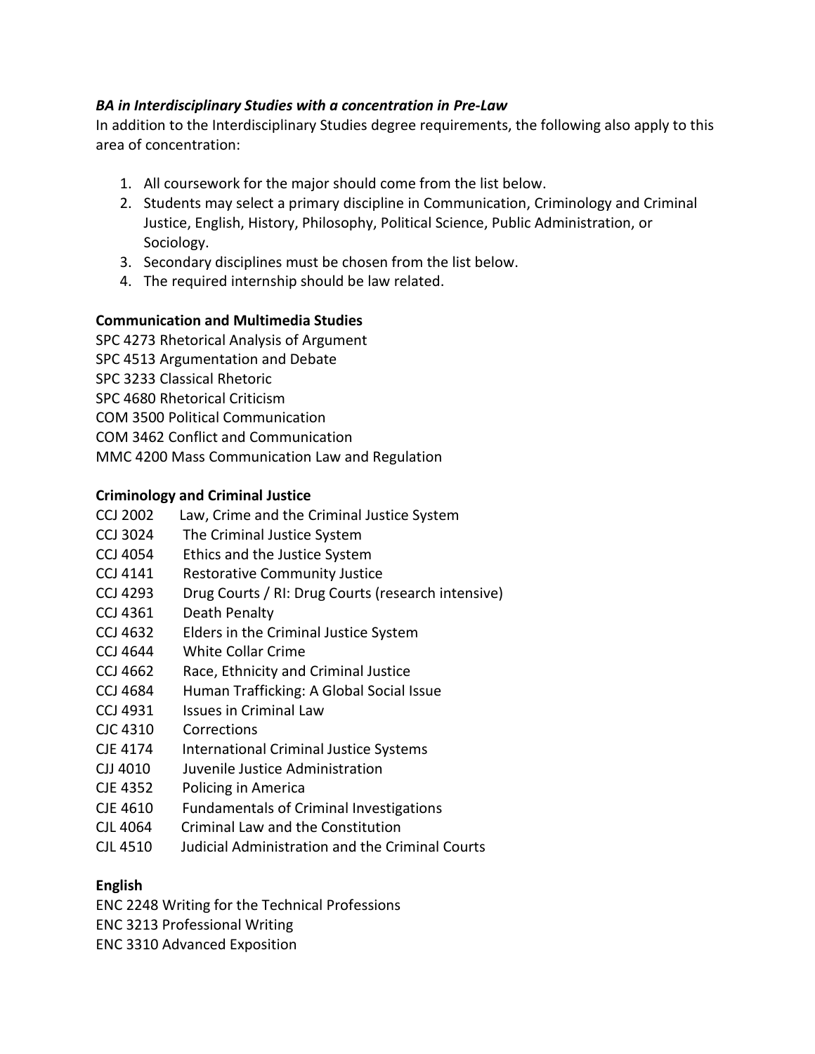***BA in Interdisciplinary Studies with a concentration in Pre-Law***

In addition to the Interdisciplinary Studies degree requirements, the following also apply to this area of concentration:

1. All coursework for the major should come from the list below.
2. Students may select a primary discipline in Communication, Criminology and Criminal Justice, English, History, Philosophy, Political Science, Public Administration, or Sociology.
3. Secondary disciplines must be chosen from the list below.
4. The required internship should be law related.

**Communication and Multimedia Studies**

SPC 4273 Rhetorical Analysis of Argument
SPC 4513 Argumentation and Debate
SPC 3233 Classical Rhetoric
SPC 4680 Rhetorical Criticism
COM 3500 Political Communication
COM 3462 Conflict and Communication
MMC 4200 Mass Communication Law and Regulation

**Criminology and Criminal Justice**

CCJ 2002 Law, Crime and the Criminal Justice System
CCJ 3024 The Criminal Justice System
CCJ 4054 Ethics and the Justice System
CCJ 4141 Restorative Community Justice
CCJ 4293 Drug Courts / RI: Drug Courts (research intensive)
CCJ 4361 Death Penalty
CCJ 4632 Elders in the Criminal Justice System
CCJ 4644 White Collar Crime
CCJ 4662 Race, Ethnicity and Criminal Justice
CCJ 4684 Human Trafficking: A Global Social Issue
CCJ 4931 Issues in Criminal Law
CJC 4310 Corrections
CJE 4174 International Criminal Justice Systems
CJJ 4010 Juvenile Justice Administration
CJE 4352 Policing in America
CJE 4610 Fundamentals of Criminal Investigations
CJL 4064 Criminal Law and the Constitution
CJL 4510 Judicial Administration and the Criminal Courts

**English**

ENC 2248 Writing for the Technical Professions
ENC 3213 Professional Writing
ENC 3310 Advanced Exposition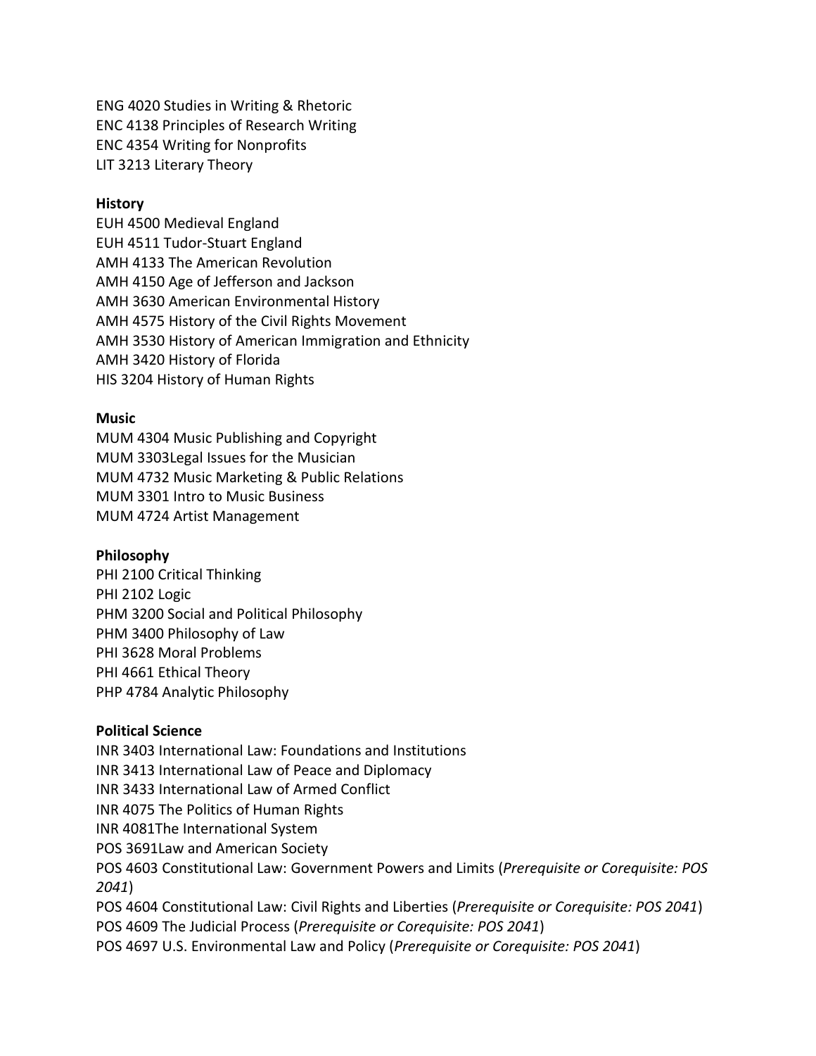ENG 4020 Studies in Writing & Rhetoric
ENC 4138 Principles of Research Writing
ENC 4354 Writing for Nonprofits
LIT 3213 Literary Theory

**History**
EUH 4500 Medieval England
EUH 4511 Tudor-Stuart England
AMH 4133 The American Revolution
AMH 4150 Age of Jefferson and Jackson
AMH 3630 American Environmental History
AMH 4575 History of the Civil Rights Movement
AMH 3530 History of American Immigration and Ethnicity
AMH 3420 History of Florida
HIS 3204 History of Human Rights

**Music**
MUM 4304 Music Publishing and Copyright
MUM 3303Legal Issues for the Musician
MUM 4732 Music Marketing & Public Relations
MUM 3301 Intro to Music Business
MUM 4724 Artist Management

**Philosophy**
PHI 2100 Critical Thinking
PHI 2102 Logic
PHM 3200 Social and Political Philosophy
PHM 3400 Philosophy of Law
PHI 3628 Moral Problems
PHI 4661 Ethical Theory
PHP 4784 Analytic Philosophy

**Political Science**
INR 3403 International Law: Foundations and Institutions
INR 3413 International Law of Peace and Diplomacy
INR 3433 International Law of Armed Conflict
INR 4075 The Politics of Human Rights
INR 4081The International System
POS 3691Law and American Society
POS 4603 Constitutional Law: Government Powers and Limits (*Prerequisite or Corequisite: POS 2041*)
POS 4604 Constitutional Law: Civil Rights and Liberties (*Prerequisite or Corequisite: POS 2041*)
POS 4609 The Judicial Process (*Prerequisite or Corequisite: POS 2041*)
POS 4697 U.S. Environmental Law and Policy (*Prerequisite or Corequisite: POS 2041*)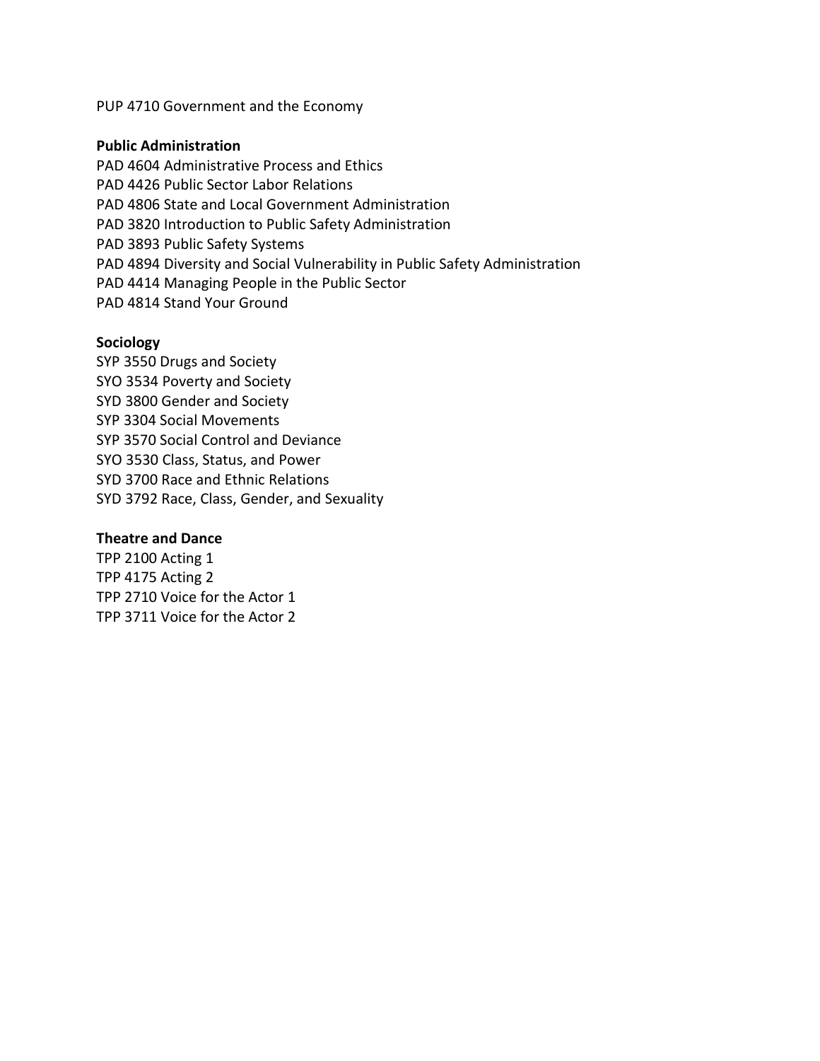PUP 4710 Government and the Economy

**Public Administration**

PAD 4604 Administrative Process and Ethics
PAD 4426 Public Sector Labor Relations
PAD 4806 State and Local Government Administration
PAD 3820 Introduction to Public Safety Administration
PAD 3893 Public Safety Systems
PAD 4894 Diversity and Social Vulnerability in Public Safety Administration
PAD 4414 Managing People in the Public Sector
PAD 4814 Stand Your Ground

**Sociology**

SYP 3550 Drugs and Society
SYO 3534 Poverty and Society
SYD 3800 Gender and Society
SYP 3304 Social Movements
SYP 3570 Social Control and Deviance
SYO 3530 Class, Status, and Power
SYD 3700 Race and Ethnic Relations
SYD 3792 Race, Class, Gender, and Sexuality

**Theatre and Dance**

TPP 2100 Acting 1
TPP 4175 Acting 2
TPP 2710 Voice for the Actor 1
TPP 3711 Voice for the Actor 2